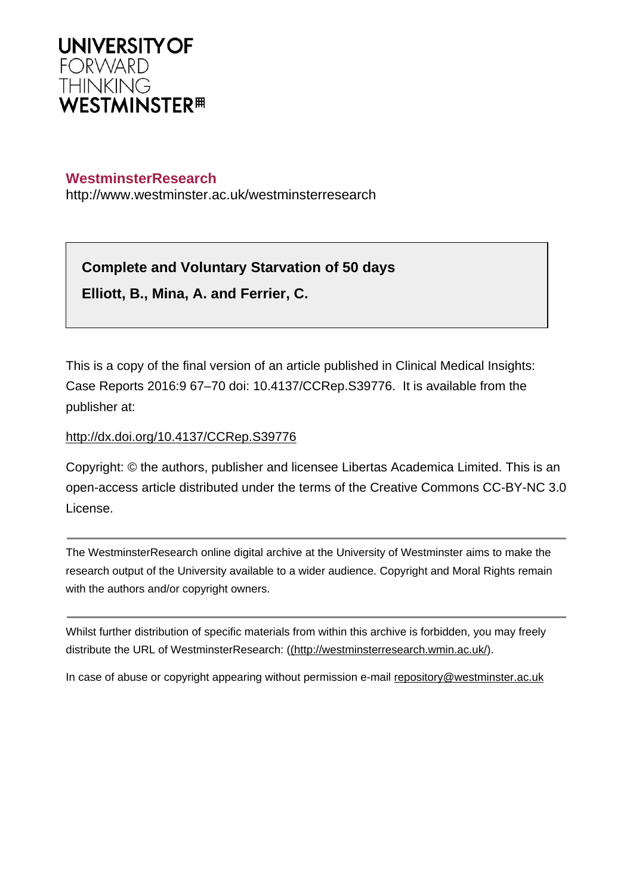**UNIVERSITY OF**
FORWARD
THINKING
**WESTMINSTER**

**WestminsterResearch**
http://www.westminster.ac.uk/westminsterresearch

**Complete and Voluntary Starvation of 50 days**

**Elliott, B., Mina, A. and Ferrier, C.**

This is a copy of the final version of an article published in Clinical Medical Insights: Case Reports 2016:9 67–70 doi: 10.4137/CCRep.S39776. It is available from the publisher at:

http://dx.doi.org/10.4137/CCRep.S39776

Copyright: © the authors, publisher and licensee Libertas Academica Limited. This is an open-access article distributed under the terms of the Creative Commons CC-BY-NC 3.0 License.

---

The WestminsterResearch online digital archive at the University of Westminster aims to make the research output of the University available to a wider audience. Copyright and Moral Rights remain with the authors and/or copyright owners.

---

Whilst further distribution of specific materials from within this archive is forbidden, you may freely distribute the URL of WestminsterResearch: ((http://westminsterresearch.wmin.ac.uk/).

In case of abuse or copyright appearing without permission e-mail repository@westminster.ac.uk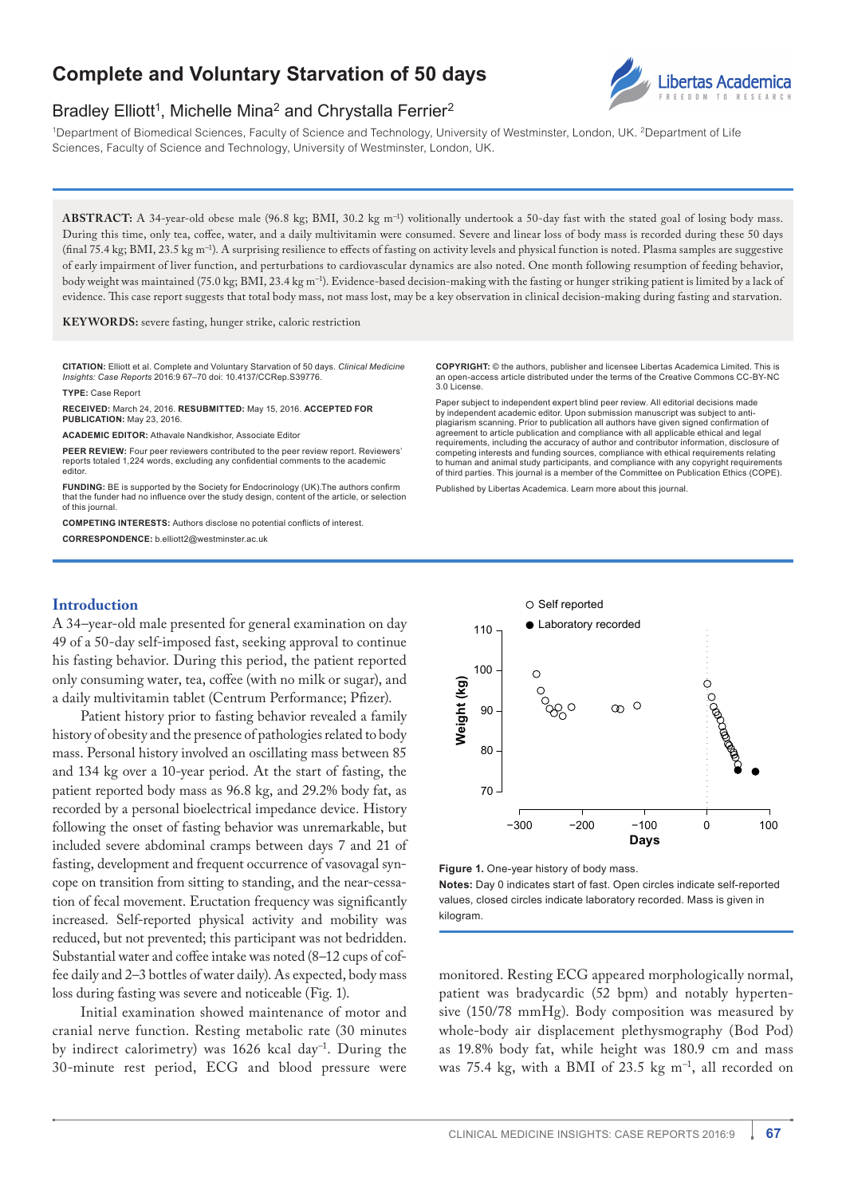# Complete and Voluntary Starvation of 50 days

## Bradley Elliott[1], Michelle Mina[2] and Chrystalla Ferrier[2]

[1]Department of Biomedical Sciences, Faculty of Science and Technology, University of Westminster, London, UK. [2]Department of Life Sciences, Faculty of Science and Technology, University of Westminster, London, UK.

**ABSTRACT:** A 34-year-old obese male (96.8 kg; BMI, 30.2 kg m$^{-1}$) volitionally undertook a 50-day fast with the stated goal of losing body mass. During this time, only tea, coffee, water, and a daily multivitamin were consumed. Severe and linear loss of body mass is recorded during these 50 days (final 75.4 kg; BMI, 23.5 kg m$^{-1}$). A surprising resilience to effects of fasting on activity levels and physical function is noted. Plasma samples are suggestive of early impairment of liver function, and perturbations to cardiovascular dynamics are also noted. One month following resumption of feeding behavior, body weight was maintained (75.0 kg; BMI, 23.4 kg m$^{-1}$). Evidence-based decision-making with the fasting or hunger striking patient is limited by a lack of evidence. This case report suggests that total body mass, not mass lost, may be a key observation in clinical decision-making during fasting and starvation.

**KEYWORDS:** severe fasting, hunger strike, caloric restriction

**CITATION:** Elliott et al. Complete and Voluntary Starvation of 50 days. *Clinical Medicine Insights: Case Reports* 2016:9 67–70 doi: 10.4137/CCRep.S39776.

**TYPE:** Case Report

**RECEIVED:** March 24, 2016. **RESUBMITTED:** May 15, 2016. **ACCEPTED FOR PUBLICATION:** May 23, 2016.

**ACADEMIC EDITOR:** Athavale Nandkishor, Associate Editor

**PEER REVIEW:** Four peer reviewers contributed to the peer review report. Reviewers' reports totaled 1,224 words, excluding any confidential comments to the academic editor.

**FUNDING:** BE is supported by the Society for Endocrinology (UK).The authors confirm that the funder had no influence over the study design, content of the article, or selection of this journal.

**COMPETING INTERESTS:** Authors disclose no potential conflicts of interest.

**CORRESPONDENCE:** b.elliott2@westminster.ac.uk

**COPYRIGHT:** © the authors, publisher and licensee Libertas Academica Limited. This is an open-access article distributed under the terms of the Creative Commons CC-BY-NC 3.0 License.

Paper subject to independent expert blind peer review. All editorial decisions made by independent academic editor. Upon submission manuscript was subject to anti-plagiarism scanning. Prior to publication all authors have given signed confirmation of agreement to article publication and compliance with all applicable ethical and legal requirements, including the accuracy of author and contributor information, disclosure of competing interests and funding sources, compliance with ethical requirements relating to human and animal study participants, and compliance with any copyright requirements of third parties. This journal is a member of the Committee on Publication Ethics (COPE).

Published by Libertas Academica. Learn more about this journal.

## Introduction

A 34–year-old male presented for general examination on day 49 of a 50-day self-imposed fast, seeking approval to continue his fasting behavior. During this period, the patient reported only consuming water, tea, coffee (with no milk or sugar), and a daily multivitamin tablet (Centrum Performance; Pfizer).

Patient history prior to fasting behavior revealed a family history of obesity and the presence of pathologies related to body mass. Personal history involved an oscillating mass between 85 and 134 kg over a 10-year period. At the start of fasting, the patient reported body mass as 96.8 kg, and 29.2% body fat, as recorded by a personal bioelectrical impedance device. History following the onset of fasting behavior was unremarkable, but included severe abdominal cramps between days 7 and 21 of fasting, development and frequent occurrence of vasovagal syncope on transition from sitting to standing, and the near-cessation of fecal movement. Eructation frequency was significantly increased. Self-reported physical activity and mobility was reduced, but not prevented; this participant was not bedridden. Substantial water and coffee intake was noted (8–12 cups of coffee daily and 2–3 bottles of water daily). As expected, body mass loss during fasting was severe and noticeable (Fig. 1).

Initial examination showed maintenance of motor and cranial nerve function. Resting metabolic rate (30 minutes by indirect calorimetry) was 1626 kcal day$^{-1}$. During the 30-minute rest period, ECG and blood pressure were monitored. Resting ECG appeared morphologically normal, patient was bradycardic (52 bpm) and notably hypertensive (150/78 mmHg). Body composition was measured by whole-body air displacement plethysmography (Bod Pod) as 19.8% body fat, while height was 180.9 cm and mass was 75.4 kg, with a BMI of 23.5 kg m$^{-1}$, all recorded on

**Figure 1.** One-year history of body mass.

**Notes:** Day 0 indicates start of fast. Open circles indicate self-reported values, closed circles indicate laboratory recorded. Mass is given in kilogram.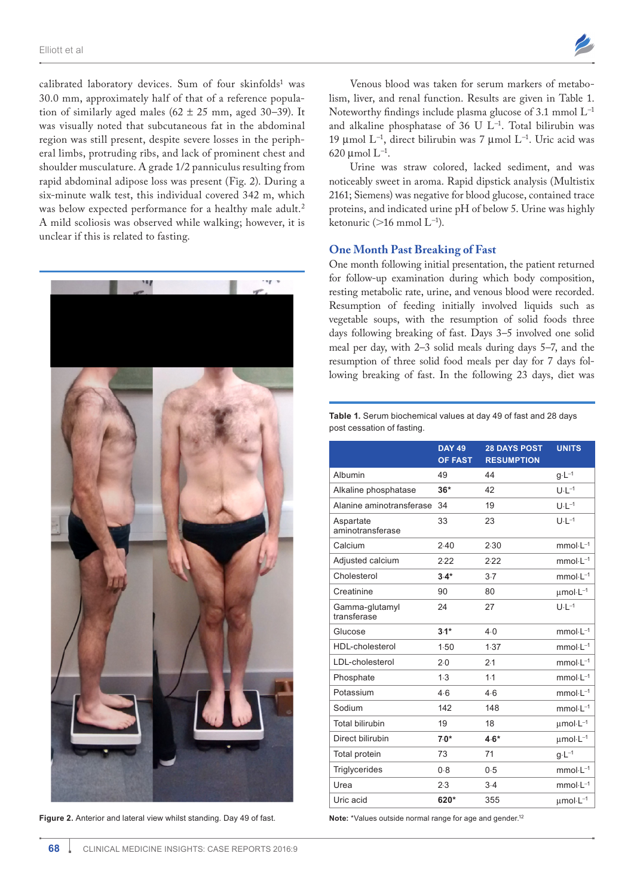calibrated laboratory devices. Sum of four skinfolds[1] was 30.0 mm, approximately half of that of a reference population of similarly aged males (62 ± 25 mm, aged 30–39). It was visually noted that subcutaneous fat in the abdominal region was still present, despite severe losses in the peripheral limbs, protruding ribs, and lack of prominent chest and shoulder musculature. A grade 1/2 panniculus resulting from rapid abdominal adipose loss was present (Fig. 2). During a six-minute walk test, this individual covered 342 m, which was below expected performance for a healthy male adult.[2] A mild scoliosis was observed while walking; however, it is unclear if this is related to fasting.

**Figure 2.** Anterior and lateral view whilst standing. Day 49 of fast.

Venous blood was taken for serum markers of metabolism, liver, and renal function. Results are given in Table 1. Noteworthy findings include plasma glucose of 3.1 mmol $L^{-1}$ and alkaline phosphatase of 36 U $L^{-1}$. Total bilirubin was 19 µmol $L^{-1}$, direct bilirubin was 7 µmol $L^{-1}$. Uric acid was 620 µmol $L^{-1}$.

Urine was straw colored, lacked sediment, and was noticeably sweet in aroma. Rapid dipstick analysis (Multistix 2161; Siemens) was negative for blood glucose, contained trace proteins, and indicated urine pH of below 5. Urine was highly ketonuric (>16 mmol $L^{-1}$).

## One Month Past Breaking of Fast

One month following initial presentation, the patient returned for follow-up examination during which body composition, resting metabolic rate, urine, and venous blood were recorded. Resumption of feeding initially involved liquids such as vegetable soups, with the resumption of solid foods three days following breaking of fast. Days 3–5 involved one solid meal per day, with 2–3 solid meals during days 5–7, and the resumption of three solid food meals per day for 7 days following breaking of fast. In the following 23 days, diet was

**Table 1.** Serum biochemical values at day 49 of fast and 28 days post cessation of fasting.

| | DAY 49 OF FAST | 28 DAYS POST RESUMPTION | UNITS |
|---|---|---|---|
| Albumin | 49 | 44 | $g{\cdot}L^{-1}$ |
| Alkaline phosphatase | **36*** | 42 | $U{\cdot}L^{-1}$ |
| Alanine aminotransferase | 34 | 19 | $U{\cdot}L^{-1}$ |
| Aspartate aminotransferase | 33 | 23 | $U{\cdot}L^{-1}$ |
| Calcium | 2·40 | 2·30 | $mmol{\cdot}L^{-1}$ |
| Adjusted calcium | 2·22 | 2·22 | $mmol{\cdot}L^{-1}$ |
| Cholesterol | **3·4*** | 3·7 | $mmol{\cdot}L^{-1}$ |
| Creatinine | 90 | 80 | $\mu mol{\cdot}L^{-1}$ |
| Gamma-glutamyl transferase | 24 | 27 | $U{\cdot}L^{-1}$ |
| Glucose | **3·1*** | 4·0 | $mmol{\cdot}L^{-1}$ |
| HDL-cholesterol | 1·50 | 1·37 | $mmol{\cdot}L^{-1}$ |
| LDL-cholesterol | 2·0 | 2·1 | $mmol{\cdot}L^{-1}$ |
| Phosphate | 1·3 | 1·1 | $mmol{\cdot}L^{-1}$ |
| Potassium | 4·6 | 4·6 | $mmol{\cdot}L^{-1}$ |
| Sodium | 142 | 148 | $mmol{\cdot}L^{-1}$ |
| Total bilirubin | 19 | 18 | $\mu mol{\cdot}L^{-1}$ |
| Direct bilirubin | **7·0*** | **4·6*** | $\mu mol{\cdot}L^{-1}$ |
| Total protein | 73 | 71 | $g{\cdot}L^{-1}$ |
| Triglycerides | 0·8 | 0·5 | $mmol{\cdot}L^{-1}$ |
| Urea | 2·3 | 3·4 | $mmol{\cdot}L^{-1}$ |
| Uric acid | **620*** | 355 | $\mu mol{\cdot}L^{-1}$ |

**Note:** *Values outside normal range for age and gender.[12]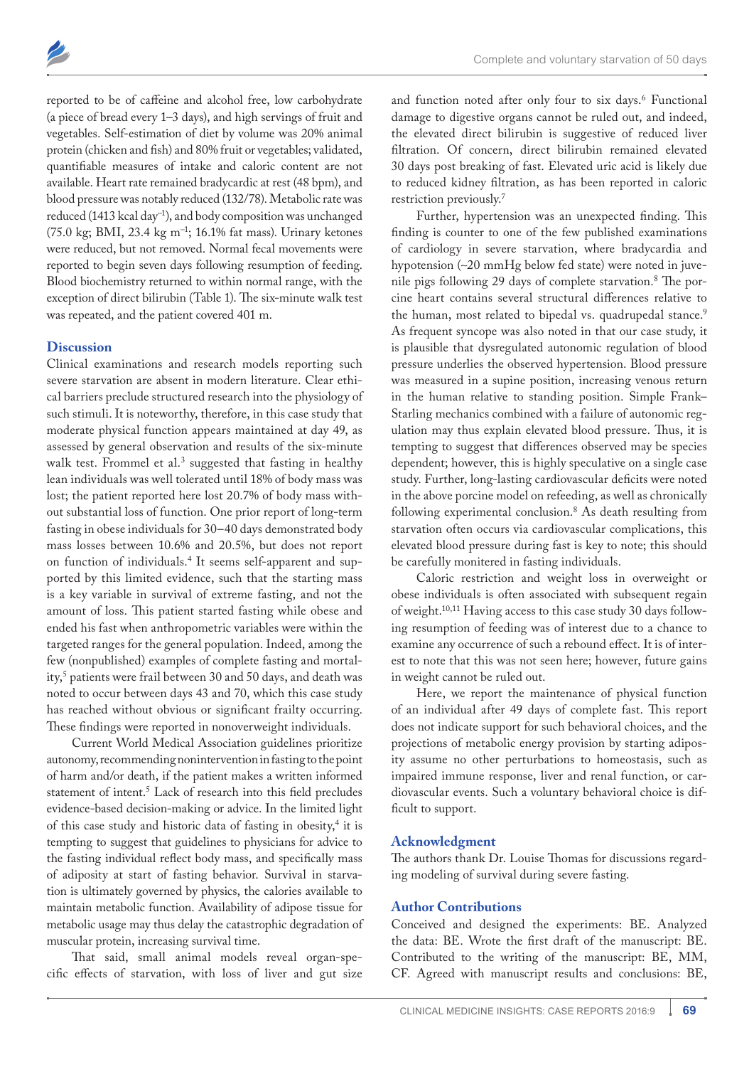reported to be of caffeine and alcohol free, low carbohydrate (a piece of bread every 1–3 days), and high servings of fruit and vegetables. Self-estimation of diet by volume was 20% animal protein (chicken and fish) and 80% fruit or vegetables; validated, quantifiable measures of intake and caloric content are not available. Heart rate remained bradycardic at rest (48 bpm), and blood pressure was notably reduced (132/78). Metabolic rate was reduced (1413 kcal day$^{-1}$), and body composition was unchanged (75.0 kg; BMI, 23.4 kg m$^{-1}$; 16.1% fat mass). Urinary ketones were reduced, but not removed. Normal fecal movements were reported to begin seven days following resumption of feeding. Blood biochemistry returned to within normal range, with the exception of direct bilirubin (Table 1). The six-minute walk test was repeated, and the patient covered 401 m.

## Discussion

Clinical examinations and research models reporting such severe starvation are absent in modern literature. Clear ethical barriers preclude structured research into the physiology of such stimuli. It is noteworthy, therefore, in this case study that moderate physical function appears maintained at day 49, as assessed by general observation and results of the six-minute walk test. Frommel et al.[3] suggested that fasting in healthy lean individuals was well tolerated until 18% of body mass was lost; the patient reported here lost 20.7% of body mass without substantial loss of function. One prior report of long-term fasting in obese individuals for 30–40 days demonstrated body mass losses between 10.6% and 20.5%, but does not report on function of individuals.[4] It seems self-apparent and supported by this limited evidence, such that the starting mass is a key variable in survival of extreme fasting, and not the amount of loss. This patient started fasting while obese and ended his fast when anthropometric variables were within the targeted ranges for the general population. Indeed, among the few (nonpublished) examples of complete fasting and mortality,[5] patients were frail between 30 and 50 days, and death was noted to occur between days 43 and 70, which this case study has reached without obvious or significant frailty occurring. These findings were reported in nonoverweight individuals.

Current World Medical Association guidelines prioritize autonomy, recommending nonintervention in fasting to the point of harm and/or death, if the patient makes a written informed statement of intent.[5] Lack of research into this field precludes evidence-based decision-making or advice. In the limited light of this case study and historic data of fasting in obesity,[4] it is tempting to suggest that guidelines to physicians for advice to the fasting individual reflect body mass, and specifically mass of adiposity at start of fasting behavior. Survival in starvation is ultimately governed by physics, the calories available to maintain metabolic function. Availability of adipose tissue for metabolic usage may thus delay the catastrophic degradation of muscular protein, increasing survival time.

That said, small animal models reveal organ-specific effects of starvation, with loss of liver and gut size and function noted after only four to six days.[6] Functional damage to digestive organs cannot be ruled out, and indeed, the elevated direct bilirubin is suggestive of reduced liver filtration. Of concern, direct bilirubin remained elevated 30 days post breaking of fast. Elevated uric acid is likely due to reduced kidney filtration, as has been reported in caloric restriction previously.[7]

Further, hypertension was an unexpected finding. This finding is counter to one of the few published examinations of cardiology in severe starvation, where bradycardia and hypotension (~20 mmHg below fed state) were noted in juvenile pigs following 29 days of complete starvation.[8] The porcine heart contains several structural differences relative to the human, most related to bipedal vs. quadrupedal stance.[9] As frequent syncope was also noted in that our case study, it is plausible that dysregulated autonomic regulation of blood pressure underlies the observed hypertension. Blood pressure was measured in a supine position, increasing venous return in the human relative to standing position. Simple Frank–Starling mechanics combined with a failure of autonomic regulation may thus explain elevated blood pressure. Thus, it is tempting to suggest that differences observed may be species dependent; however, this is highly speculative on a single case study. Further, long-lasting cardiovascular deficits were noted in the above porcine model on refeeding, as well as chronically following experimental conclusion.[8] As death resulting from starvation often occurs via cardiovascular complications, this elevated blood pressure during fast is key to note; this should be carefully monitored in fasting individuals.

Caloric restriction and weight loss in overweight or obese individuals is often associated with subsequent regain of weight.[10,11] Having access to this case study 30 days following resumption of feeding was of interest due to a chance to examine any occurrence of such a rebound effect. It is of interest to note that this was not seen here; however, future gains in weight cannot be ruled out.

Here, we report the maintenance of physical function of an individual after 49 days of complete fast. This report does not indicate support for such behavioral choices, and the projections of metabolic energy provision by starting adiposity assume no other perturbations to homeostasis, such as impaired immune response, liver and renal function, or cardiovascular events. Such a voluntary behavioral choice is difficult to support.

## Acknowledgment

The authors thank Dr. Louise Thomas for discussions regarding modeling of survival during severe fasting.

## Author Contributions

Conceived and designed the experiments: BE. Analyzed the data: BE. Wrote the first draft of the manuscript: BE. Contributed to the writing of the manuscript: BE, MM, CF. Agreed with manuscript results and conclusions: BE,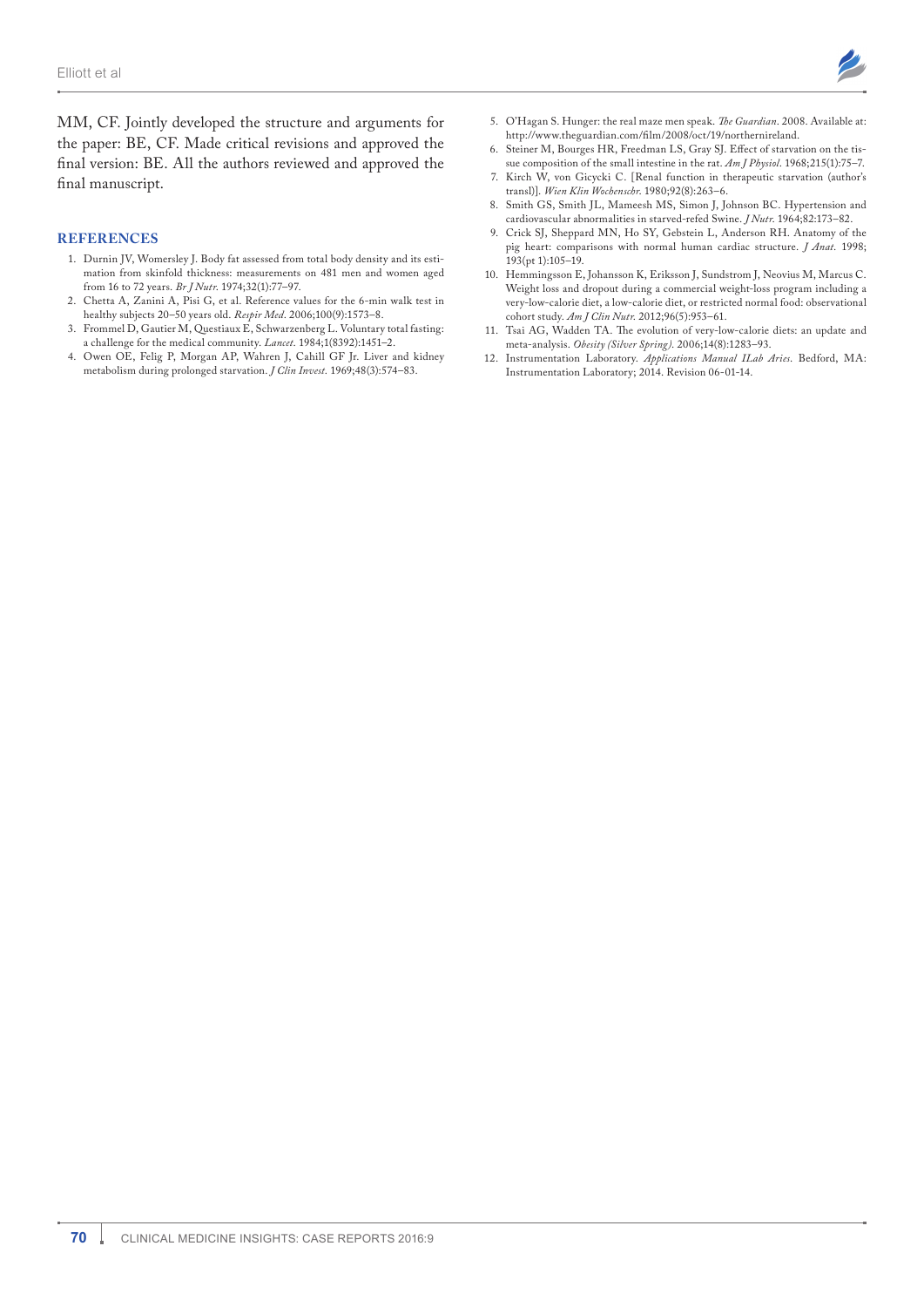MM, CF. Jointly developed the structure and arguments for the paper: BE, CF. Made critical revisions and approved the final version: BE. All the authors reviewed and approved the final manuscript.

## REFERENCES

1. Durnin JV, Womersley J. Body fat assessed from total body density and its estimation from skinfold thickness: measurements on 481 men and women aged from 16 to 72 years. *Br J Nutr*. 1974;32(1):77–97.
2. Chetta A, Zanini A, Pisi G, et al. Reference values for the 6-min walk test in healthy subjects 20–50 years old. *Respir Med*. 2006;100(9):1573–8.
3. Frommel D, Gautier M, Questiaux E, Schwarzenberg L. Voluntary total fasting: a challenge for the medical community. *Lancet*. 1984;1(8392):1451–2.
4. Owen OE, Felig P, Morgan AP, Wahren J, Cahill GF Jr. Liver and kidney metabolism during prolonged starvation. *J Clin Invest*. 1969;48(3):574–83.
5. O'Hagan S. Hunger: the real maze men speak. *The Guardian*. 2008. Available at: http://www.theguardian.com/film/2008/oct/19/northernireland.
6. Steiner M, Bourges HR, Freedman LS, Gray SJ. Effect of starvation on the tissue composition of the small intestine in the rat. *Am J Physiol*. 1968;215(1):75–7.
7. Kirch W, von Gicycki C. [Renal function in therapeutic starvation (author's transl)]. *Wien Klin Wochenschr*. 1980;92(8):263–6.
8. Smith GS, Smith JL, Mameesh MS, Simon J, Johnson BC. Hypertension and cardiovascular abnormalities in starved-refed Swine. *J Nutr*. 1964;82:173–82.
9. Crick SJ, Sheppard MN, Ho SY, Gebstein L, Anderson RH. Anatomy of the pig heart: comparisons with normal human cardiac structure. *J Anat*. 1998;193(pt 1):105–19.
10. Hemmingsson E, Johansson K, Eriksson J, Sundstrom J, Neovius M, Marcus C. Weight loss and dropout during a commercial weight-loss program including a very-low-calorie diet, a low-calorie diet, or restricted normal food: observational cohort study. *Am J Clin Nutr*. 2012;96(5):953–61.
11. Tsai AG, Wadden TA. The evolution of very-low-calorie diets: an update and meta-analysis. *Obesity (Silver Spring)*. 2006;14(8):1283–93.
12. Instrumentation Laboratory. *Applications Manual ILab Aries*. Bedford, MA: Instrumentation Laboratory; 2014. Revision 06-01-14.